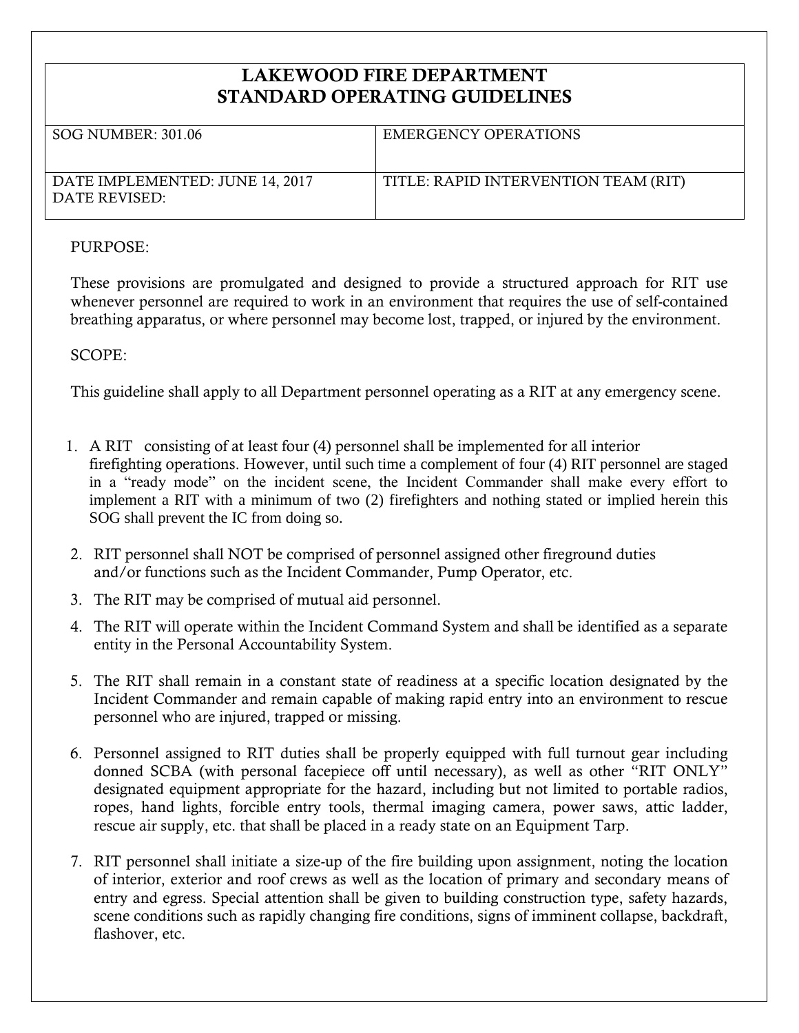# LAKEWOOD FIRE DEPARTMENT
# STANDARD OPERATING GUIDELINES

| SOG NUMBER: 301.06 | EMERGENCY OPERATIONS |
|---|---|
| DATE IMPLEMENTED: JUNE 14, 2017<br>DATE REVISED: | TITLE: RAPID INTERVENTION TEAM (RIT) |

PURPOSE:

These provisions are promulgated and designed to provide a structured approach for RIT use whenever personnel are required to work in an environment that requires the use of self-contained breathing apparatus, or where personnel may become lost, trapped, or injured by the environment.

SCOPE:

This guideline shall apply to all Department personnel operating as a RIT at any emergency scene.

1. A RIT consisting of at least four (4) personnel shall be implemented for all interior firefighting operations. However, until such time a complement of four (4) RIT personnel are staged in a "ready mode" on the incident scene, the Incident Commander shall make every effort to implement a RIT with a minimum of two (2) firefighters and nothing stated or implied herein this SOG shall prevent the IC from doing so.

2. RIT personnel shall NOT be comprised of personnel assigned other fireground duties and/or functions such as the Incident Commander, Pump Operator, etc.

3. The RIT may be comprised of mutual aid personnel.

4. The RIT will operate within the Incident Command System and shall be identified as a separate entity in the Personal Accountability System.

5. The RIT shall remain in a constant state of readiness at a specific location designated by the Incident Commander and remain capable of making rapid entry into an environment to rescue personnel who are injured, trapped or missing.

6. Personnel assigned to RIT duties shall be properly equipped with full turnout gear including donned SCBA (with personal facepiece off until necessary), as well as other "RIT ONLY" designated equipment appropriate for the hazard, including but not limited to portable radios, ropes, hand lights, forcible entry tools, thermal imaging camera, power saws, attic ladder, rescue air supply, etc. that shall be placed in a ready state on an Equipment Tarp.

7. RIT personnel shall initiate a size-up of the fire building upon assignment, noting the location of interior, exterior and roof crews as well as the location of primary and secondary means of entry and egress. Special attention shall be given to building construction type, safety hazards, scene conditions such as rapidly changing fire conditions, signs of imminent collapse, backdraft, flashover, etc.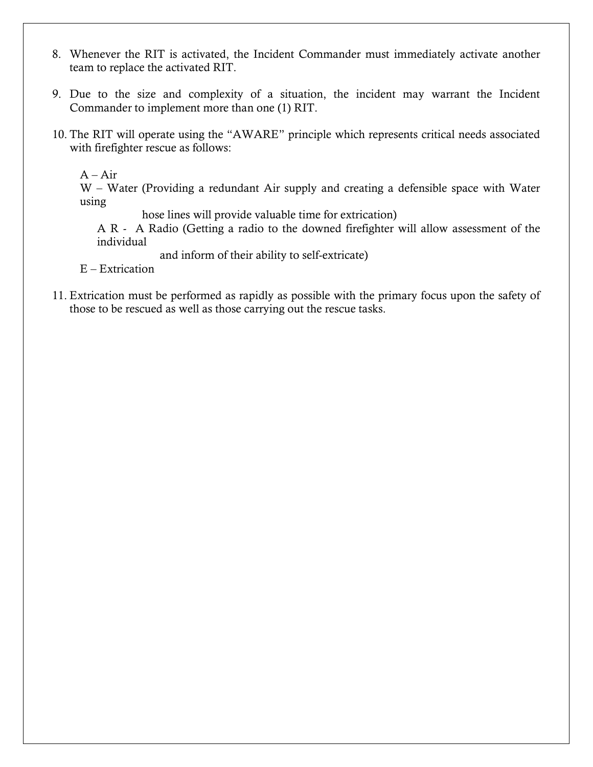8. Whenever the RIT is activated, the Incident Commander must immediately activate another team to replace the activated RIT.

9. Due to the size and complexity of a situation, the incident may warrant the Incident Commander to implement more than one (1) RIT.

10. The RIT will operate using the "AWARE" principle which represents critical needs associated with firefighter rescue as follows:

    A – Air
    W – Water (Providing a redundant Air supply and creating a defensible space with Water using hose lines will provide valuable time for extrication)
    A R - A Radio (Getting a radio to the downed firefighter will allow assessment of the individual and inform of their ability to self-extricate)
    E – Extrication

11. Extrication must be performed as rapidly as possible with the primary focus upon the safety of those to be rescued as well as those carrying out the rescue tasks.